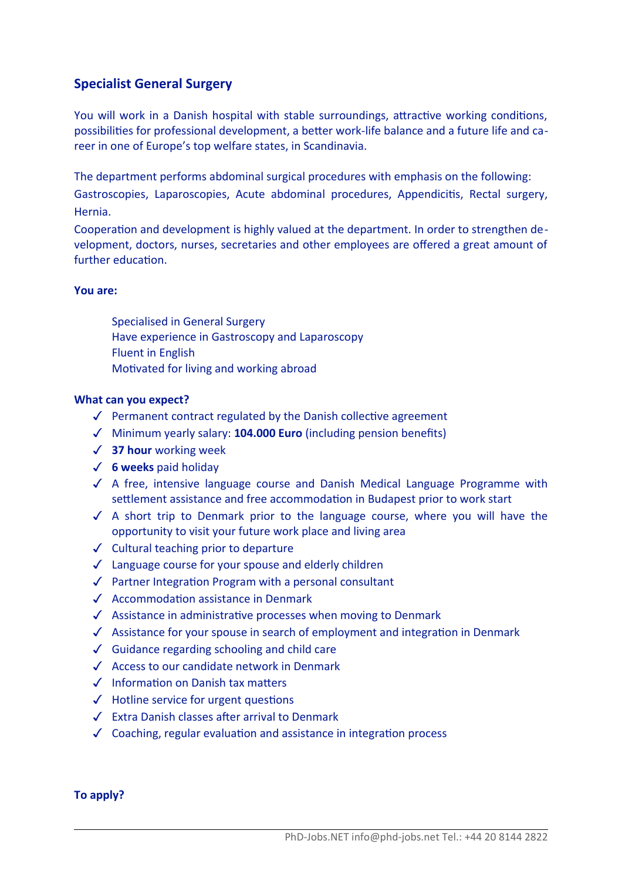## Specialist General Surgery

You will work in a Danish hospital with stable surroundings, attractive working conditions, possibilities for professional development, a better work-life balance and a future life and career in one of Europe's top welfare states, in Scandinavia.

The department performs abdominal surgical procedures with emphasis on the following: Gastroscopies, Laparoscopies, Acute abdominal procedures, Appendicitis, Rectal surgery, Hernia.

Cooperation and development is highly valued at the department. In order to strengthen development, doctors, nurses, secretaries and other employees are offered a great amount of further education.

**You are:**

Specialised in General Surgery
Have experience in Gastroscopy and Laparoscopy
Fluent in English
Motivated for living and working abroad

**What can you expect?**

- ✓ Permanent contract regulated by the Danish collective agreement
- ✓ Minimum yearly salary: **104.000 Euro** (including pension benefits)
- ✓ **37 hour** working week
- ✓ **6 weeks** paid holiday
- ✓ A free, intensive language course and Danish Medical Language Programme with settlement assistance and free accommodation in Budapest prior to work start
- ✓ A short trip to Denmark prior to the language course, where you will have the opportunity to visit your future work place and living area
- ✓ Cultural teaching prior to departure
- ✓ Language course for your spouse and elderly children
- ✓ Partner Integration Program with a personal consultant
- ✓ Accommodation assistance in Denmark
- ✓ Assistance in administrative processes when moving to Denmark
- ✓ Assistance for your spouse in search of employment and integration in Denmark
- ✓ Guidance regarding schooling and child care
- ✓ Access to our candidate network in Denmark
- ✓ Information on Danish tax matters
- ✓ Hotline service for urgent questions
- ✓ Extra Danish classes after arrival to Denmark
- ✓ Coaching, regular evaluation and assistance in integration process

**To apply?**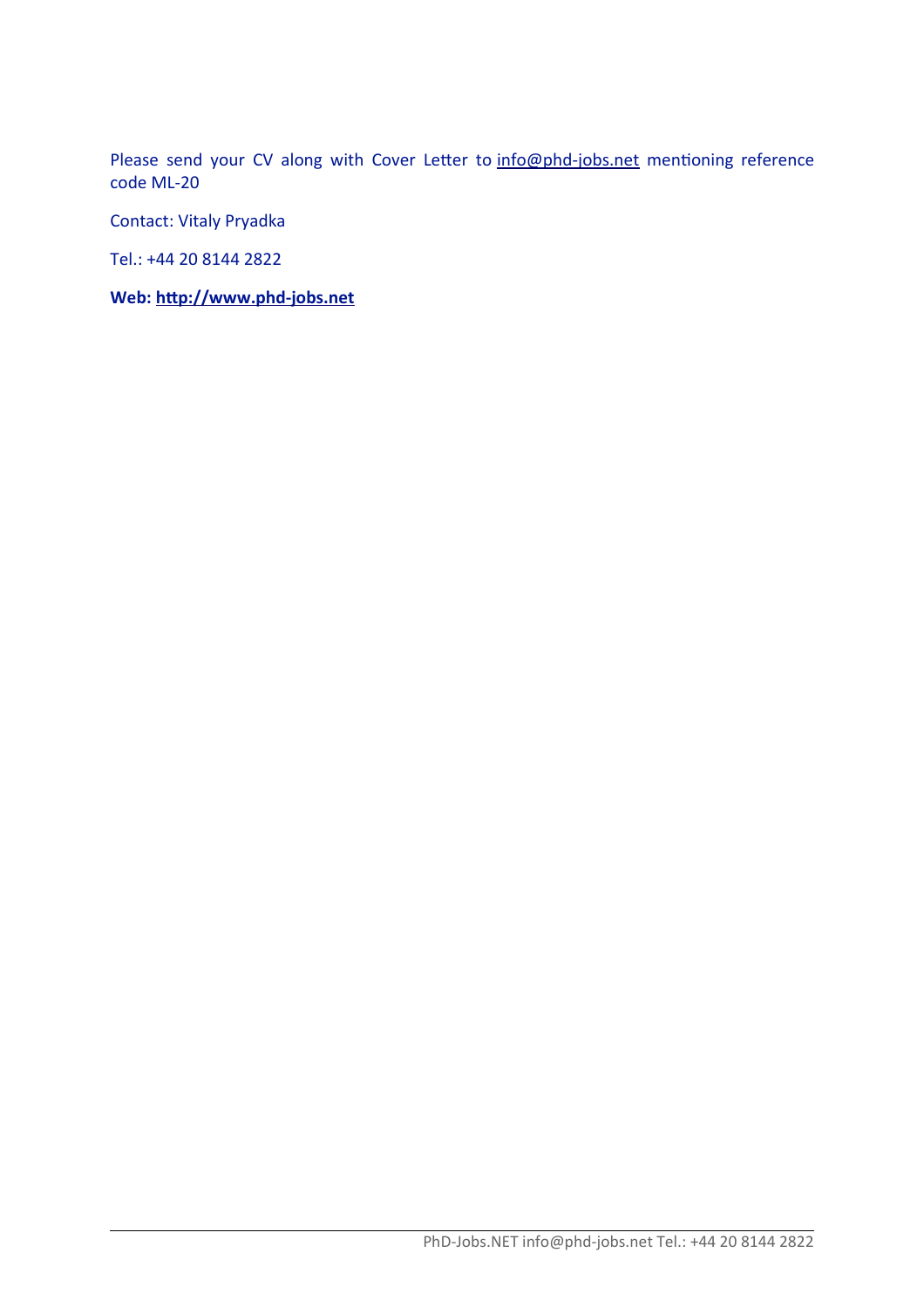Please send your CV along with Cover Letter to info@phd-jobs.net mentioning reference code ML-20

Contact: Vitaly Pryadka

Tel.: +44 20 8144 2822

**Web: http://www.phd-jobs.net**